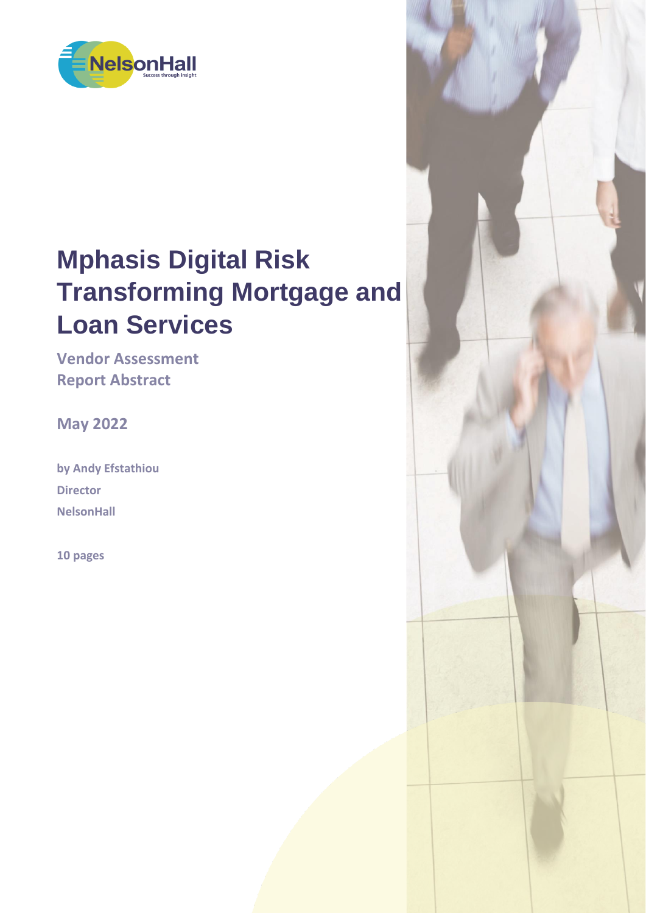# Mphasis Digital Risk Transforming Mortgage and Loan Services

**Vendor Assessment**
**Report Abstract**

**May 2022**

**by Andy Efstathiou**
**Director**
**NelsonHall**

**10 pages**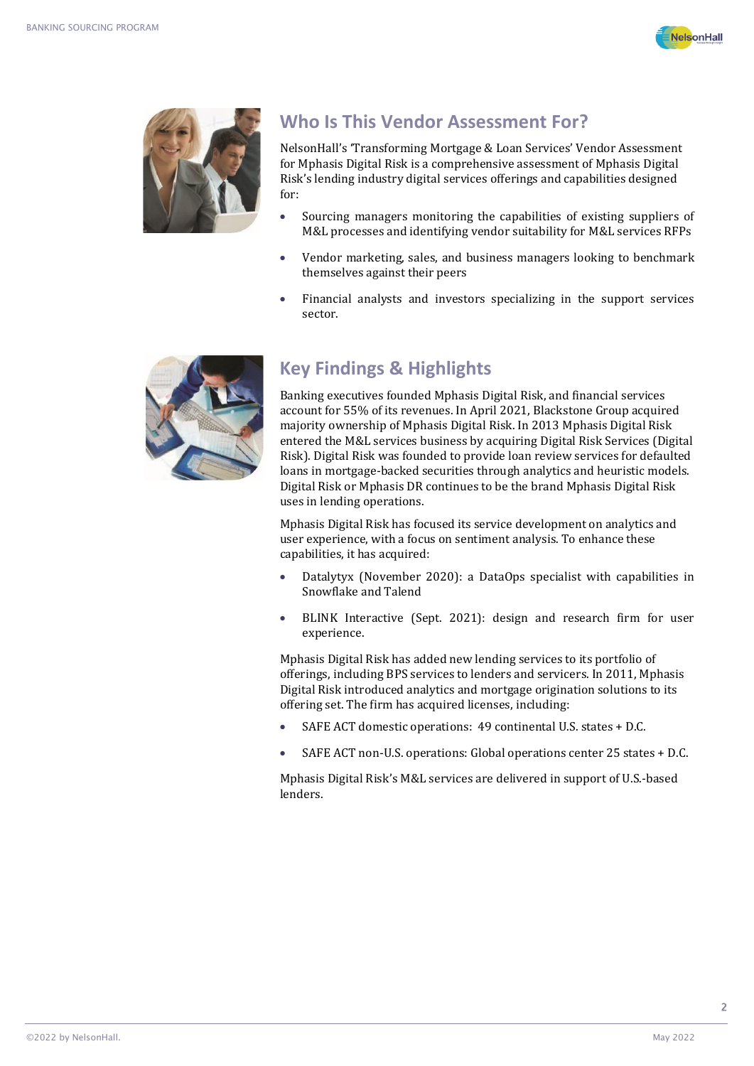## Who Is This Vendor Assessment For?

NelsonHall's 'Transforming Mortgage & Loan Services' Vendor Assessment for Mphasis Digital Risk is a comprehensive assessment of Mphasis Digital Risk's lending industry digital services offerings and capabilities designed for:

- Sourcing managers monitoring the capabilities of existing suppliers of M&L processes and identifying vendor suitability for M&L services RFPs
- Vendor marketing, sales, and business managers looking to benchmark themselves against their peers
- Financial analysts and investors specializing in the support services sector.

## Key Findings & Highlights

Banking executives founded Mphasis Digital Risk, and financial services account for 55% of its revenues. In April 2021, Blackstone Group acquired majority ownership of Mphasis Digital Risk. In 2013 Mphasis Digital Risk entered the M&L services business by acquiring Digital Risk Services (Digital Risk). Digital Risk was founded to provide loan review services for defaulted loans in mortgage-backed securities through analytics and heuristic models. Digital Risk or Mphasis DR continues to be the brand Mphasis Digital Risk uses in lending operations.

Mphasis Digital Risk has focused its service development on analytics and user experience, with a focus on sentiment analysis. To enhance these capabilities, it has acquired:

- Datalytyx (November 2020): a DataOps specialist with capabilities in Snowflake and Talend
- BLINK Interactive (Sept. 2021): design and research firm for user experience.

Mphasis Digital Risk has added new lending services to its portfolio of offerings, including BPS services to lenders and servicers. In 2011, Mphasis Digital Risk introduced analytics and mortgage origination solutions to its offering set. The firm has acquired licenses, including:

- SAFE ACT domestic operations: 49 continental U.S. states + D.C.
- SAFE ACT non-U.S. operations: Global operations center 25 states + D.C.

Mphasis Digital Risk's M&L services are delivered in support of U.S.-based lenders.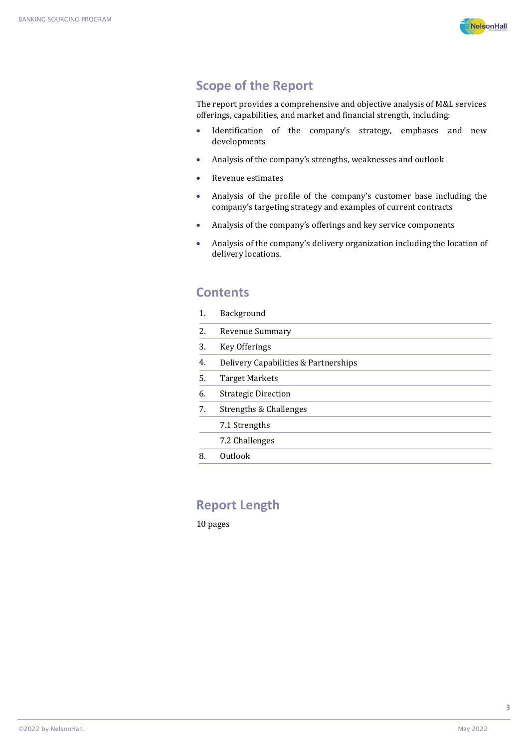## Scope of the Report

The report provides a comprehensive and objective analysis of M&L services offerings, capabilities, and market and financial strength, including:

- Identification of the company's strategy, emphases and new developments
- Analysis of the company's strengths, weaknesses and outlook
- Revenue estimates
- Analysis of the profile of the company's customer base including the company's targeting strategy and examples of current contracts
- Analysis of the company's offerings and key service components
- Analysis of the company's delivery organization including the location of delivery locations.

## Contents

1. Background
2. Revenue Summary
3. Key Offerings
4. Delivery Capabilities & Partnerships
5. Target Markets
6. Strategic Direction
7. Strengths & Challenges
   - 7.1 Strengths
   - 7.2 Challenges
8. Outlook

## Report Length

10 pages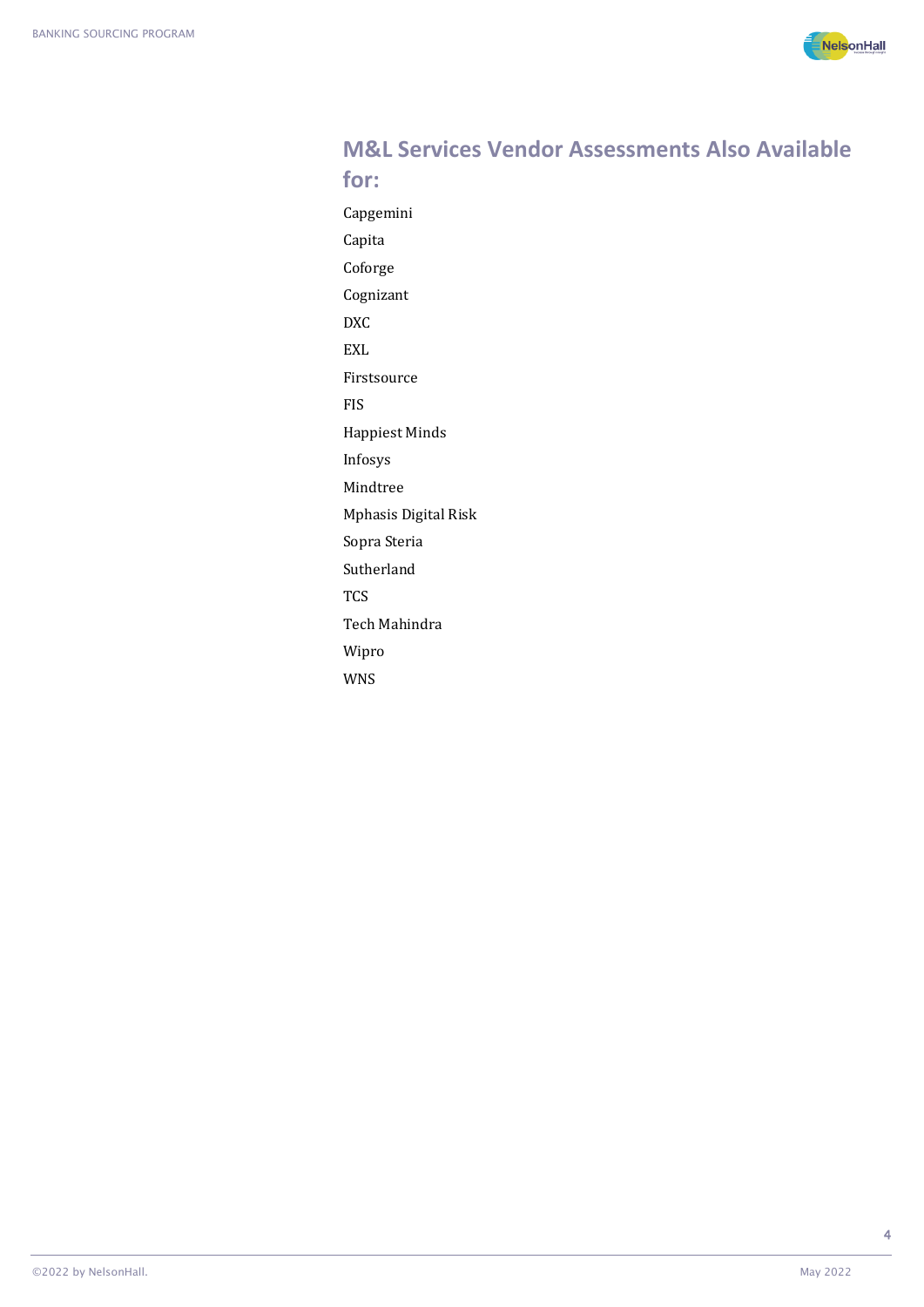## M&L Services Vendor Assessments Also Available for:

Capgemini

Capita

Coforge

Cognizant

DXC

EXL

Firstsource

FIS

Happiest Minds

Infosys

Mindtree

Mphasis Digital Risk

Sopra Steria

Sutherland

TCS

Tech Mahindra

Wipro

WNS